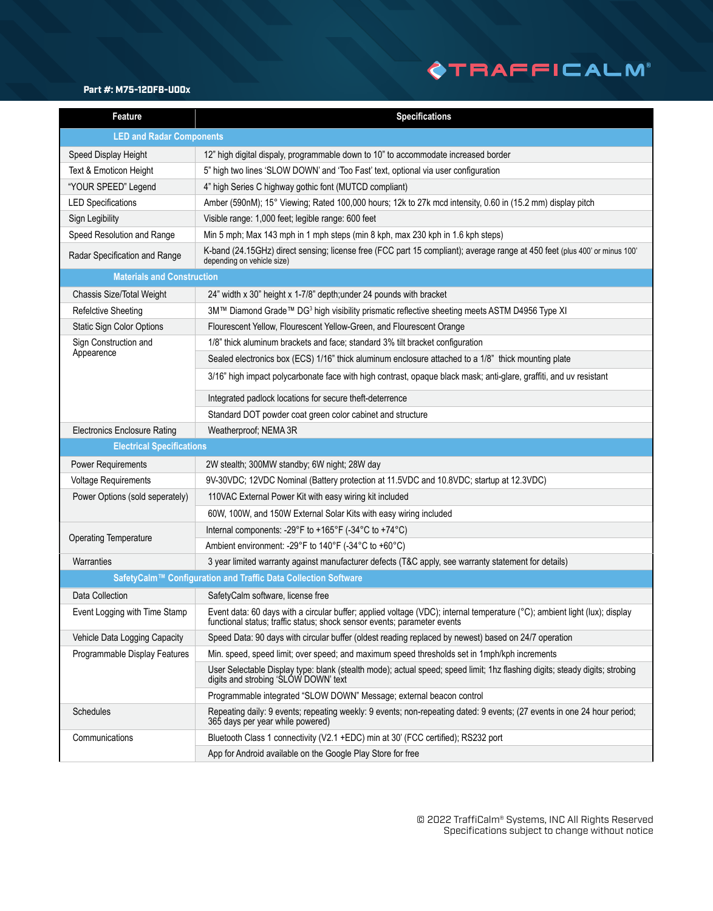TRAFFICALM®

**Part #: M75-12DFB-UDDx**

| Feature | Specifications |
|---|---|
| **LED and Radar Components** | |
| Speed Display Height | 12" high digital dispaly, programmable down to 10" to accommodate increased border |
| Text & Emoticon Height | 5" high two lines 'SLOW DOWN' and 'Too Fast' text, optional via user configuration |
| "YOUR SPEED" Legend | 4" high Series C highway gothic font (MUTCD compliant) |
| LED Specifications | Amber (590nM); 15° Viewing; Rated 100,000 hours; 12k to 27k mcd intensity, 0.60 in (15.2 mm) display pitch |
| Sign Legibility | Visible range: 1,000 feet; legible range: 600 feet |
| Speed Resolution and Range | Min 5 mph; Max 143 mph in 1 mph steps (min 8 kph, max 230 kph in 1.6 kph steps) |
| Radar Specification and Range | K-band (24.15GHz) direct sensing; license free (FCC part 15 compliant); average range at 450 feet (plus 400' or minus 100' depending on vehicle size) |
| **Materials and Construction** | |
| Chassis Size/Total Weight | 24" width x 30" height x 1-7/8" depth;under 24 pounds with bracket |
| Refelctive Sheeting | 3M™ Diamond Grade™ DG[3] high visibility prismatic reflective sheeting meets ASTM D4956 Type XI |
| Static Sign Color Options | Flourescent Yellow, Flourescent Yellow-Green, and Flourescent Orange |
| Sign Construction and Appearence | 1/8" thick aluminum brackets and face; standard 3% tilt bracket configuration |
| | Sealed electronics box (ECS) 1/16" thick aluminum enclosure attached to a 1/8" thick mounting plate |
| | 3/16" high impact polycarbonate face with high contrast, opaque black mask; anti-glare, graffiti, and uv resistant |
| | Integrated padlock locations for secure theft-deterrence |
| | Standard DOT powder coat green color cabinet and structure |
| Electronics Enclosure Rating | Weatherproof; NEMA 3R |
| **Electrical Specifications** | |
| Power Requirements | 2W stealth; 300MW standby; 6W night; 28W day |
| Voltage Requirements | 9V-30VDC; 12VDC Nominal (Battery protection at 11.5VDC and 10.8VDC; startup at 12.3VDC) |
| Power Options (sold seperately) | 110VAC External Power Kit with easy wiring kit included |
| | 60W, 100W, and 150W External Solar Kits with easy wiring included |
| Operating Temperature | Internal components: -29°F to +165°F (-34°C to +74°C) |
| | Ambient environment: -29°F to 140°F (-34°C to +60°C) |
| Warranties | 3 year limited warranty against manufacturer defects (T&C apply, see warranty statement for details) |
| **SafetyCalm™ Configuration and Traffic Data Collection Software** | |
| Data Collection | SafetyCalm software, license free |
| Event Logging with Time Stamp | Event data: 60 days with a circular buffer; applied voltage (VDC); internal temperature (°C); ambient light (lux); display functional status; traffic status; shock sensor events; parameter events |
| Vehicle Data Logging Capacity | Speed Data: 90 days with circular buffer (oldest reading replaced by newest) based on 24/7 operation |
| Programmable Display Features | Min. speed, speed limit; over speed; and maximum speed thresholds set in 1mph/kph increments |
| | User Selectable Display type: blank (stealth mode); actual speed; speed limit; 1hz flashing digits; steady digits; strobing digits and strobing 'SLOW DOWN' text |
| | Programmable integrated "SLOW DOWN" Message; external beacon control |
| Schedules | Repeating daily: 9 events; repeating weekly: 9 events; non-repeating dated: 9 events; (27 events in one 24 hour period; 365 days per year while powered) |
| Communications | Bluetooth Class 1 connectivity (V2.1 +EDC) min at 30' (FCC certified); RS232 port |
| | App for Android available on the Google Play Store for free |

© 2022 TraffiCalm® Systems, INC All Rights Reserved
Specifications subject to change without notice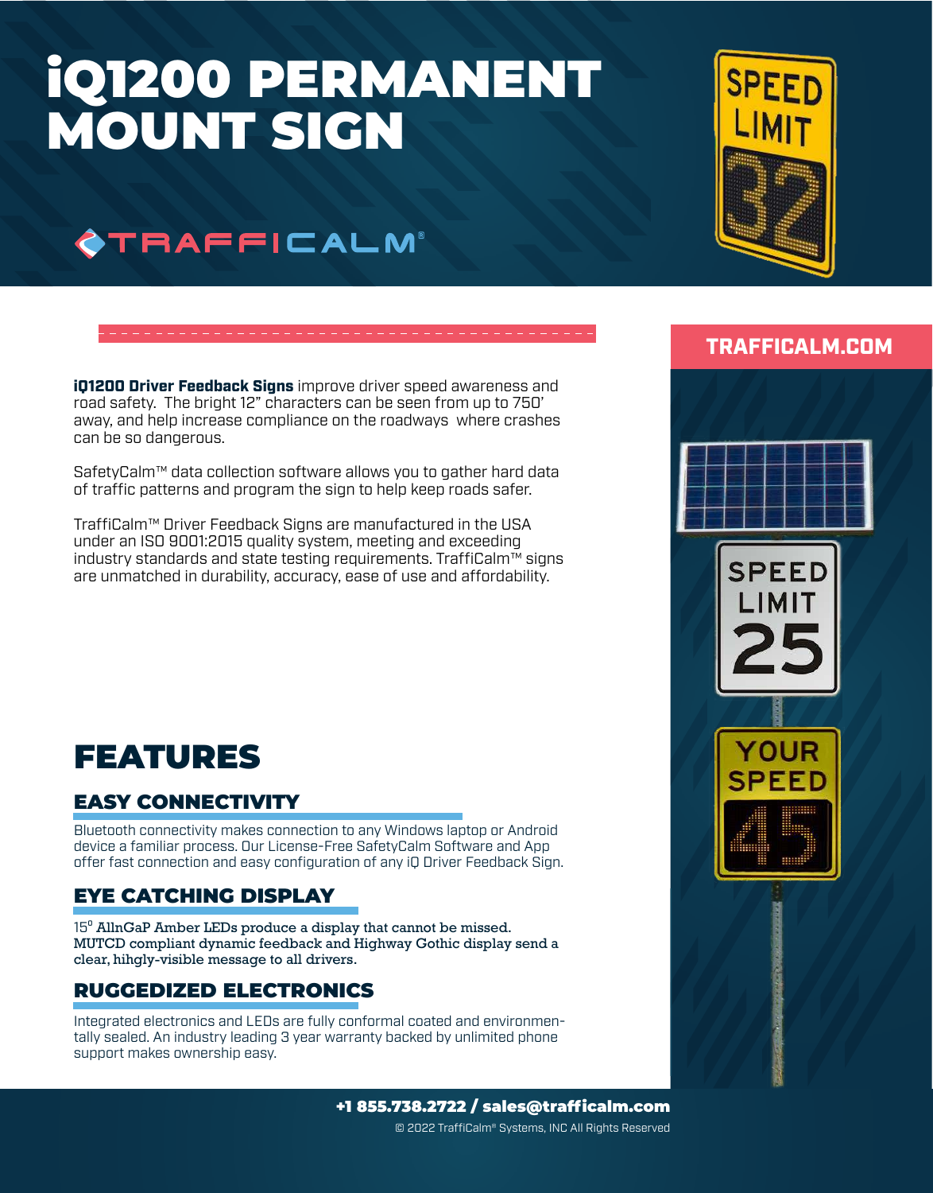# iQ1200 PERMANENT MOUNT SIGN

TRAFFICALM®

TRAFFICALM.COM

**iQ1200 Driver Feedback Signs** improve driver speed awareness and road safety. The bright 12" characters can be seen from up to 750' away, and help increase compliance on the roadways where crashes can be so dangerous.

SafetyCalm™ data collection software allows you to gather hard data of traffic patterns and program the sign to help keep roads safer.

TraffiCalm™ Driver Feedback Signs are manufactured in the USA under an ISO 9001:2015 quality system, meeting and exceeding industry standards and state testing requirements. TraffiCalm™ signs are unmatched in durability, accuracy, ease of use and affordability.

# FEATURES

## EASY CONNECTIVITY

Bluetooth connectivity makes connection to any Windows laptop or Android device a familiar process. Our License-Free SafetyCalm Software and App offer fast connection and easy configuration of any iQ Driver Feedback Sign.

## EYE CATCHING DISPLAY

15° AllnGaP Amber LEDs produce a display that cannot be missed. MUTCD compliant dynamic feedback and Highway Gothic display send a clear, hihgly-visible message to all drivers.

## RUGGEDIZED ELECTRONICS

Integrated electronics and LEDs are fully conformal coated and environmentally sealed. An industry leading 3 year warranty backed by unlimited phone support makes ownership easy.

**+1 855.738.2722 / sales@trafficalm.com**

© 2022 TraffiCalm® Systems, INC All Rights Reserved